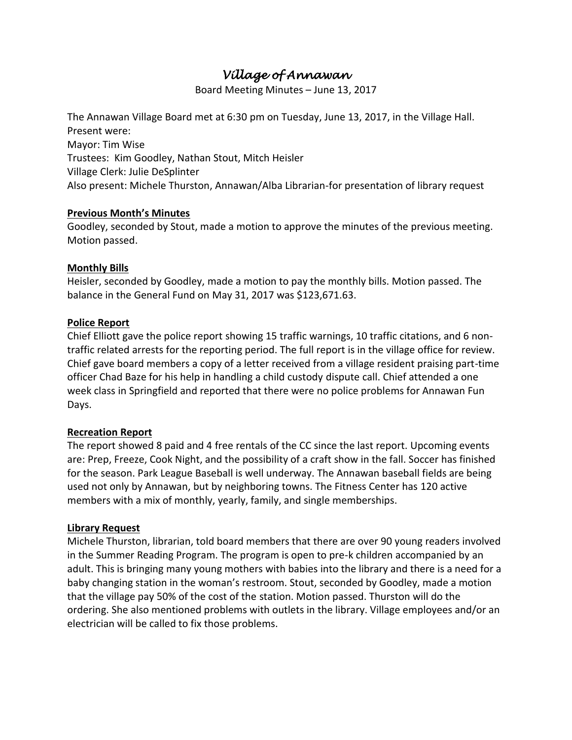# *Village of Annawan*

Board Meeting Minutes – June 13, 2017

The Annawan Village Board met at 6:30 pm on Tuesday, June 13, 2017, in the Village Hall.
Present were:
Mayor: Tim Wise
Trustees: Kim Goodley, Nathan Stout, Mitch Heisler
Village Clerk: Julie DeSplinter
Also present: Michele Thurston, Annawan/Alba Librarian-for presentation of library request

**Previous Month's Minutes**

Goodley, seconded by Stout, made a motion to approve the minutes of the previous meeting. Motion passed.

**Monthly Bills**

Heisler, seconded by Goodley, made a motion to pay the monthly bills. Motion passed. The balance in the General Fund on May 31, 2017 was $123,671.63.

**Police Report**

Chief Elliott gave the police report showing 15 traffic warnings, 10 traffic citations, and 6 non-traffic related arrests for the reporting period. The full report is in the village office for review. Chief gave board members a copy of a letter received from a village resident praising part-time officer Chad Baze for his help in handling a child custody dispute call. Chief attended a one week class in Springfield and reported that there were no police problems for Annawan Fun Days.

**Recreation Report**

The report showed 8 paid and 4 free rentals of the CC since the last report. Upcoming events are: Prep, Freeze, Cook Night, and the possibility of a craft show in the fall. Soccer has finished for the season. Park League Baseball is well underway. The Annawan baseball fields are being used not only by Annawan, but by neighboring towns. The Fitness Center has 120 active members with a mix of monthly, yearly, family, and single memberships.

**Library Request**

Michele Thurston, librarian, told board members that there are over 90 young readers involved in the Summer Reading Program. The program is open to pre-k children accompanied by an adult. This is bringing many young mothers with babies into the library and there is a need for a baby changing station in the woman's restroom. Stout, seconded by Goodley, made a motion that the village pay 50% of the cost of the station. Motion passed. Thurston will do the ordering. She also mentioned problems with outlets in the library. Village employees and/or an electrician will be called to fix those problems.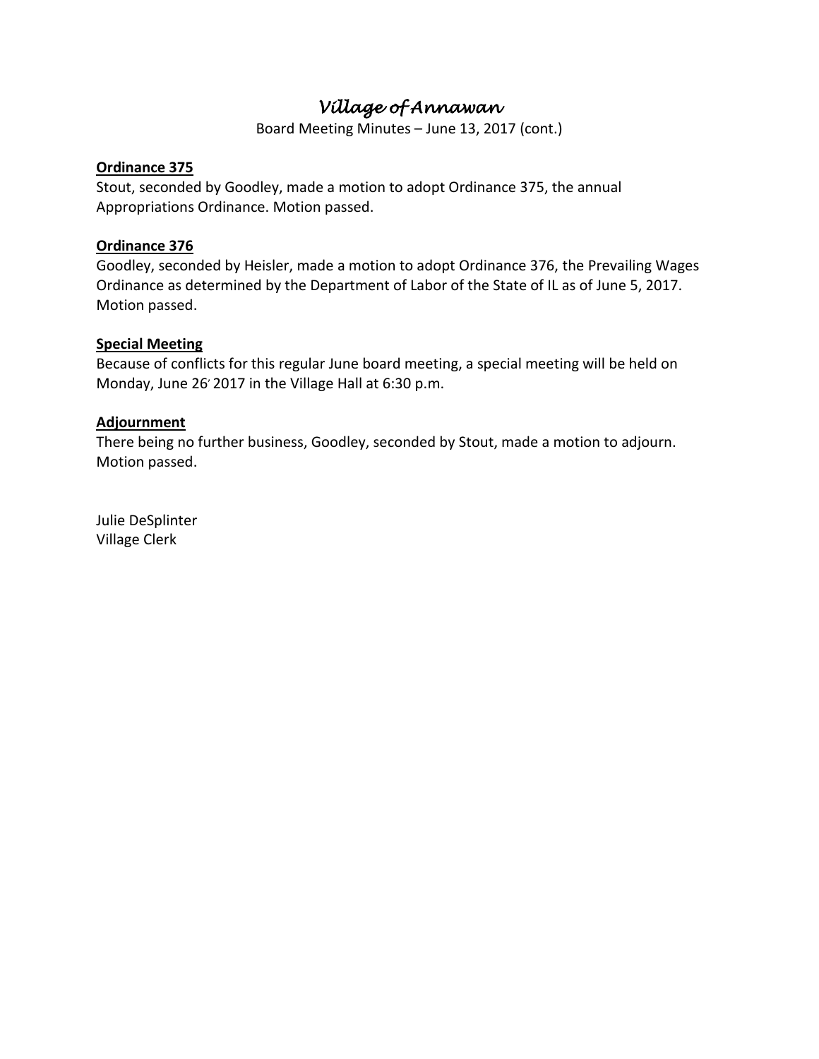# *Village of Annawan*

Board Meeting Minutes – June 13, 2017 (cont.)

**Ordinance 375**

Stout, seconded by Goodley, made a motion to adopt Ordinance 375, the annual Appropriations Ordinance. Motion passed.

**Ordinance 376**

Goodley, seconded by Heisler, made a motion to adopt Ordinance 376, the Prevailing Wages Ordinance as determined by the Department of Labor of the State of IL as of June 5, 2017. Motion passed.

**Special Meeting**

Because of conflicts for this regular June board meeting, a special meeting will be held on Monday, June 26' 2017 in the Village Hall at 6:30 p.m.

**Adjournment**

There being no further business, Goodley, seconded by Stout, made a motion to adjourn. Motion passed.

Julie DeSplinter
Village Clerk